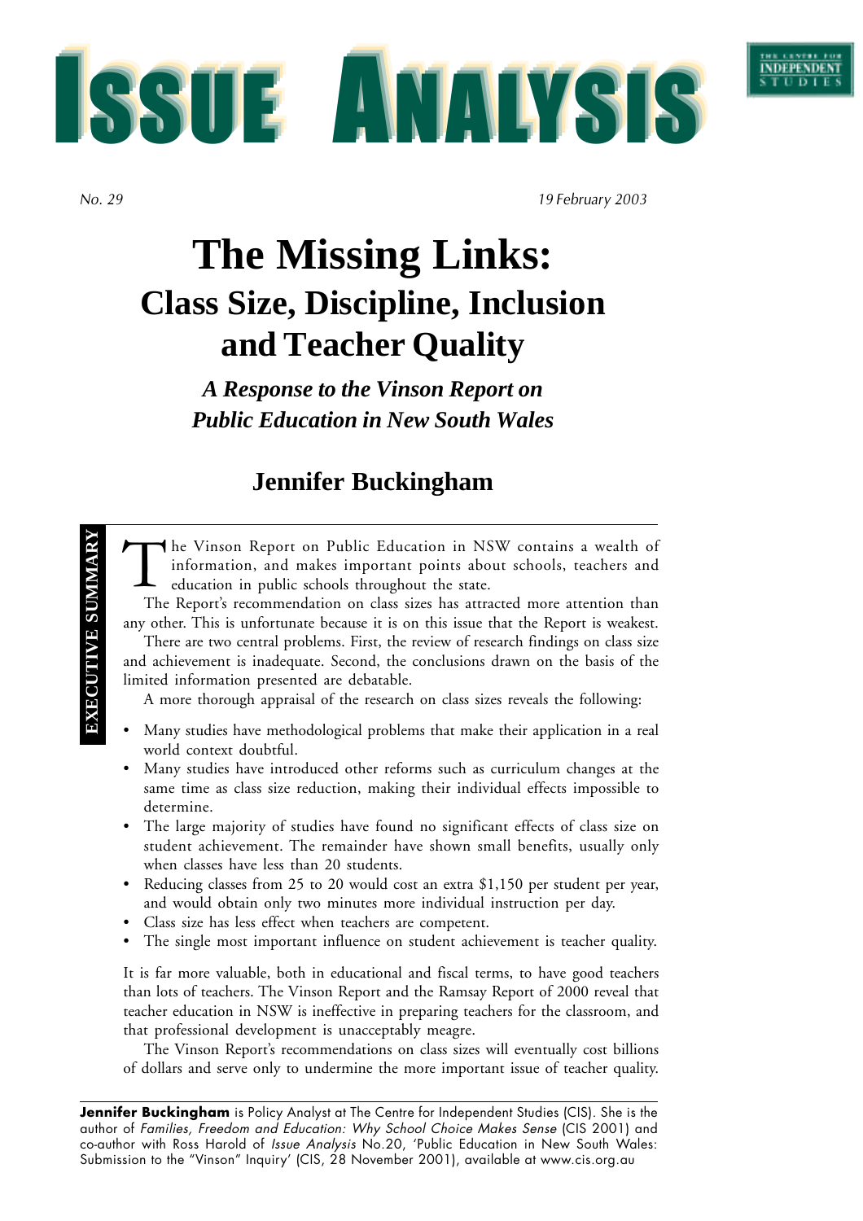# ISSUE ANALYSIS

*No. 29* *19 February 2003*

# The Missing Links:
## Class Size, Discipline, Inclusion and Teacher Quality

***A Response to the Vinson Report on Public Education in New South Wales***

**Jennifer Buckingham**

**EXECUTIVE SUMMARY**

The Vinson Report on Public Education in NSW contains a wealth of information, and makes important points about schools, teachers and education in public schools throughout the state.

The Report's recommendation on class sizes has attracted more attention than any other. This is unfortunate because it is on this issue that the Report is weakest.

There are two central problems. First, the review of research findings on class size and achievement is inadequate. Second, the conclusions drawn on the basis of the limited information presented are debatable.

A more thorough appraisal of the research on class sizes reveals the following:

- Many studies have methodological problems that make their application in a real world context doubtful.
- Many studies have introduced other reforms such as curriculum changes at the same time as class size reduction, making their individual effects impossible to determine.
- The large majority of studies have found no significant effects of class size on student achievement. The remainder have shown small benefits, usually only when classes have less than 20 students.
- Reducing classes from 25 to 20 would cost an extra $1,150 per student per year, and would obtain only two minutes more individual instruction per day.
- Class size has less effect when teachers are competent.
- The single most important influence on student achievement is teacher quality.

It is far more valuable, both in educational and fiscal terms, to have good teachers than lots of teachers. The Vinson Report and the Ramsay Report of 2000 reveal that teacher education in NSW is ineffective in preparing teachers for the classroom, and that professional development is unacceptably meagre.

The Vinson Report's recommendations on class sizes will eventually cost billions of dollars and serve only to undermine the more important issue of teacher quality.

---

**Jennifer Buckingham** is Policy Analyst at The Centre for Independent Studies (CIS). She is the author of *Families, Freedom and Education: Why School Choice Makes Sense* (CIS 2001) and co-author with Ross Harold of *Issue Analysis* No.20, 'Public Education in New South Wales: Submission to the "Vinson" Inquiry' (CIS, 28 November 2001), available at www.cis.org.au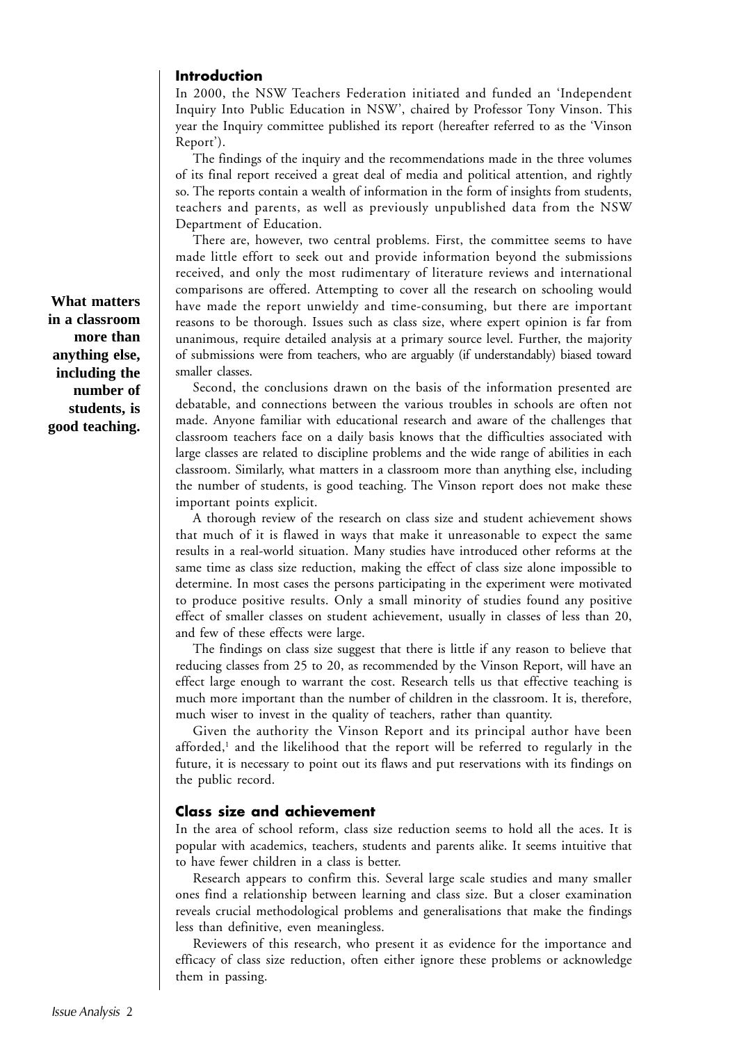## Introduction

In 2000, the NSW Teachers Federation initiated and funded an 'Independent Inquiry Into Public Education in NSW', chaired by Professor Tony Vinson. This year the Inquiry committee published its report (hereafter referred to as the 'Vinson Report').

The findings of the inquiry and the recommendations made in the three volumes of its final report received a great deal of media and political attention, and rightly so. The reports contain a wealth of information in the form of insights from students, teachers and parents, as well as previously unpublished data from the NSW Department of Education.

There are, however, two central problems. First, the committee seems to have made little effort to seek out and provide information beyond the submissions received, and only the most rudimentary of literature reviews and international comparisons are offered. Attempting to cover all the research on schooling would have made the report unwieldy and time-consuming, but there are important reasons to be thorough. Issues such as class size, where expert opinion is far from unanimous, require detailed analysis at a primary source level. Further, the majority of submissions were from teachers, who are arguably (if understandably) biased toward smaller classes.

**What matters in a classroom more than anything else, including the number of students, is good teaching.**

Second, the conclusions drawn on the basis of the information presented are debatable, and connections between the various troubles in schools are often not made. Anyone familiar with educational research and aware of the challenges that classroom teachers face on a daily basis knows that the difficulties associated with large classes are related to discipline problems and the wide range of abilities in each classroom. Similarly, what matters in a classroom more than anything else, including the number of students, is good teaching. The Vinson report does not make these important points explicit.

A thorough review of the research on class size and student achievement shows that much of it is flawed in ways that make it unreasonable to expect the same results in a real-world situation. Many studies have introduced other reforms at the same time as class size reduction, making the effect of class size alone impossible to determine. In most cases the persons participating in the experiment were motivated to produce positive results. Only a small minority of studies found any positive effect of smaller classes on student achievement, usually in classes of less than 20, and few of these effects were large.

The findings on class size suggest that there is little if any reason to believe that reducing classes from 25 to 20, as recommended by the Vinson Report, will have an effect large enough to warrant the cost. Research tells us that effective teaching is much more important than the number of children in the classroom. It is, therefore, much wiser to invest in the quality of teachers, rather than quantity.

Given the authority the Vinson Report and its principal author have been afforded,[1] and the likelihood that the report will be referred to regularly in the future, it is necessary to point out its flaws and put reservations with its findings on the public record.

## Class size and achievement

In the area of school reform, class size reduction seems to hold all the aces. It is popular with academics, teachers, students and parents alike. It seems intuitive that to have fewer children in a class is better.

Research appears to confirm this. Several large scale studies and many smaller ones find a relationship between learning and class size. But a closer examination reveals crucial methodological problems and generalisations that make the findings less than definitive, even meaningless.

Reviewers of this research, who present it as evidence for the importance and efficacy of class size reduction, often either ignore these problems or acknowledge them in passing.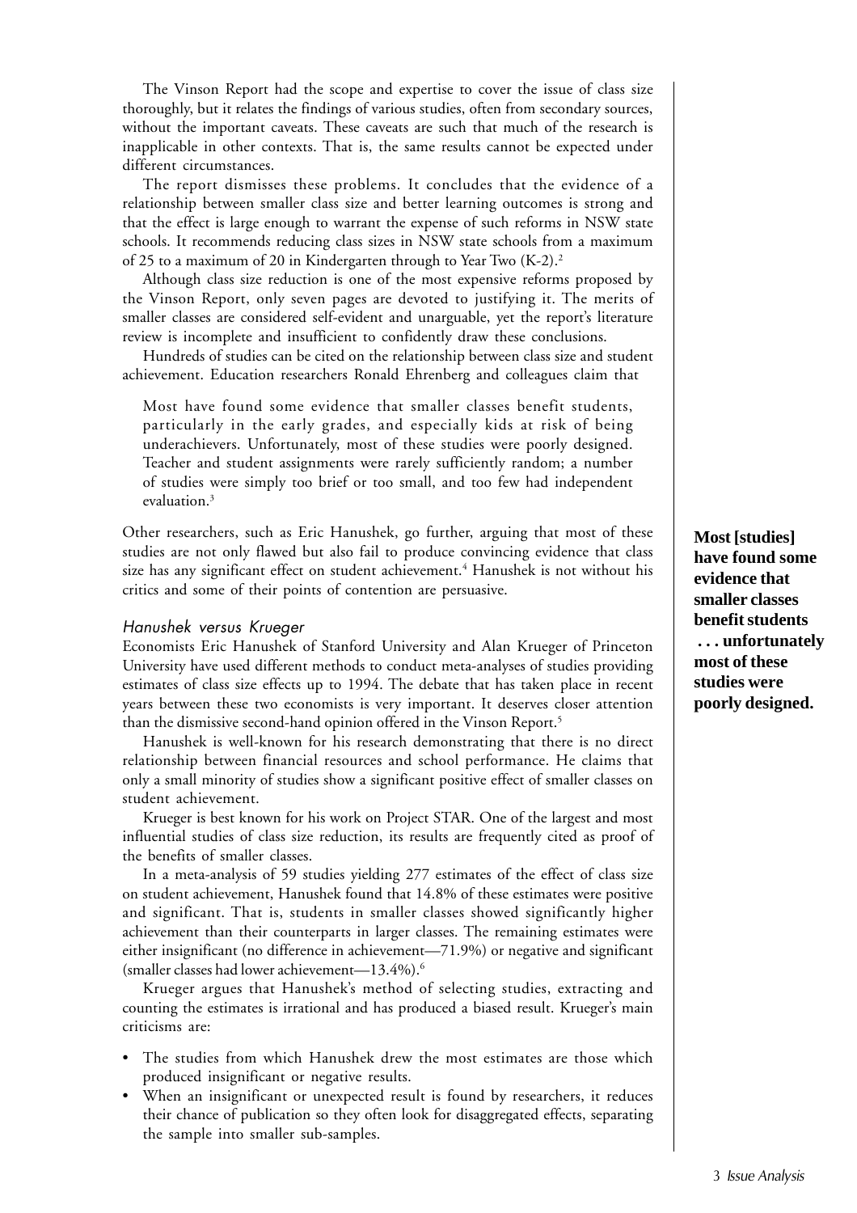The Vinson Report had the scope and expertise to cover the issue of class size thoroughly, but it relates the findings of various studies, often from secondary sources, without the important caveats. These caveats are such that much of the research is inapplicable in other contexts. That is, the same results cannot be expected under different circumstances.

The report dismisses these problems. It concludes that the evidence of a relationship between smaller class size and better learning outcomes is strong and that the effect is large enough to warrant the expense of such reforms in NSW state schools. It recommends reducing class sizes in NSW state schools from a maximum of 25 to a maximum of 20 in Kindergarten through to Year Two (K-2).[2]

Although class size reduction is one of the most expensive reforms proposed by the Vinson Report, only seven pages are devoted to justifying it. The merits of smaller classes are considered self-evident and unarguable, yet the report's literature review is incomplete and insufficient to confidently draw these conclusions.

Hundreds of studies can be cited on the relationship between class size and student achievement. Education researchers Ronald Ehrenberg and colleagues claim that

> Most have found some evidence that smaller classes benefit students, particularly in the early grades, and especially kids at risk of being underachievers. Unfortunately, most of these studies were poorly designed. Teacher and student assignments were rarely sufficiently random; a number of studies were simply too brief or too small, and too few had independent evaluation.[3]

Other researchers, such as Eric Hanushek, go further, arguing that most of these studies are not only flawed but also fail to produce convincing evidence that class size has any significant effect on student achievement.[4] Hanushek is not without his critics and some of his points of contention are persuasive.

**Most [studies] have found some evidence that smaller classes benefit students . . . unfortunately most of these studies were poorly designed.**

### *Hanushek versus Krueger*

Economists Eric Hanushek of Stanford University and Alan Krueger of Princeton University have used different methods to conduct meta-analyses of studies providing estimates of class size effects up to 1994. The debate that has taken place in recent years between these two economists is very important. It deserves closer attention than the dismissive second-hand opinion offered in the Vinson Report.[5]

Hanushek is well-known for his research demonstrating that there is no direct relationship between financial resources and school performance. He claims that only a small minority of studies show a significant positive effect of smaller classes on student achievement.

Krueger is best known for his work on Project STAR. One of the largest and most influential studies of class size reduction, its results are frequently cited as proof of the benefits of smaller classes.

In a meta-analysis of 59 studies yielding 277 estimates of the effect of class size on student achievement, Hanushek found that 14.8% of these estimates were positive and significant. That is, students in smaller classes showed significantly higher achievement than their counterparts in larger classes. The remaining estimates were either insignificant (no difference in achievement—71.9%) or negative and significant (smaller classes had lower achievement—13.4%).[6]

Krueger argues that Hanushek's method of selecting studies, extracting and counting the estimates is irrational and has produced a biased result. Krueger's main criticisms are:

- The studies from which Hanushek drew the most estimates are those which produced insignificant or negative results.
- When an insignificant or unexpected result is found by researchers, it reduces their chance of publication so they often look for disaggregated effects, separating the sample into smaller sub-samples.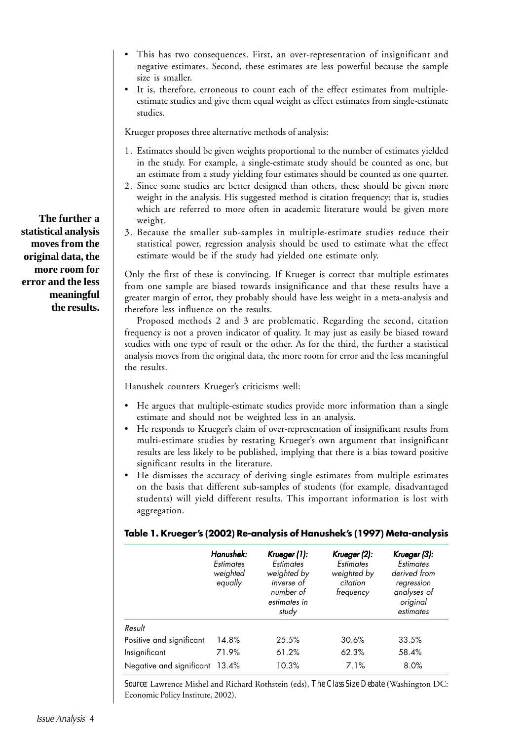- This has two consequences. First, an over-representation of insignificant and negative estimates. Second, these estimates are less powerful because the sample size is smaller.
- It is, therefore, erroneous to count each of the effect estimates from multiple-estimate studies and give them equal weight as effect estimates from single-estimate studies.

Krueger proposes three alternative methods of analysis:

1. Estimates should be given weights proportional to the number of estimates yielded in the study. For example, a single-estimate study should be counted as one, but an estimate from a study yielding four estimates should be counted as one quarter.
2. Since some studies are better designed than others, these should be given more weight in the analysis. His suggested method is citation frequency; that is, studies which are referred to more often in academic literature would be given more weight.
3. Because the smaller sub-samples in multiple-estimate studies reduce their statistical power, regression analysis should be used to estimate what the effect estimate would be if the study had yielded one estimate only.

**The further a statistical analysis moves from the original data, the more room for error and the less meaningful the results.**

Only the first of these is convincing. If Krueger is correct that multiple estimates from one sample are biased towards insignificance and that these results have a greater margin of error, they probably should have less weight in a meta-analysis and therefore less influence on the results.

Proposed methods 2 and 3 are problematic. Regarding the second, citation frequency is not a proven indicator of quality. It may just as easily be biased toward studies with one type of result or the other. As for the third, the further a statistical analysis moves from the original data, the more room for error and the less meaningful the results.

Hanushek counters Krueger's criticisms well:

- He argues that multiple-estimate studies provide more information than a single estimate and should not be weighted less in an analysis.
- He responds to Krueger's claim of over-representation of insignificant results from multi-estimate studies by restating Krueger's own argument that insignificant results are less likely to be published, implying that there is a bias toward positive significant results in the literature.
- He dismisses the accuracy of deriving single estimates from multiple estimates on the basis that different sub-samples of students (for example, disadvantaged students) will yield different results. This important information is lost with aggregation.

**Table 1. Krueger's (2002) Re-analysis of Hanushek's (1997) Meta-analysis**

| | *Hanushek:* *Estimates weighted equally* | *Krueger (1):* *Estimates weighted by inverse of number of estimates in study* | *Krueger (2):* *Estimates weighted by citation frequency* | *Krueger (3):* *Estimates derived from regression analyses of original estimates* |
|---|---|---|---|---|
| *Result* | | | | |
| Positive and significant | 14.8% | 25.5% | 30.6% | 33.5% |
| Insignificant | 71.9% | 61.2% | 62.3% | 58.4% |
| Negative and significant | 13.4% | 10.3% | 7.1% | 8.0% |

*Source*: Lawrence Mishel and Richard Rothstein (eds), *The Class Size Debate* (Washington DC: Economic Policy Institute, 2002).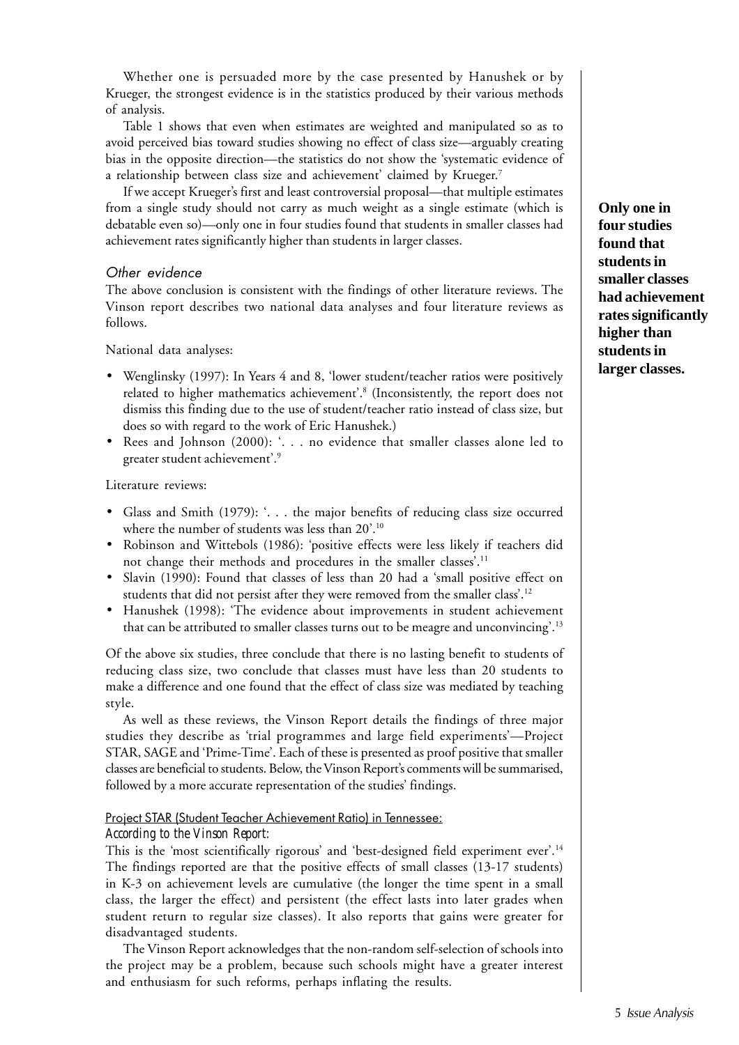Whether one is persuaded more by the case presented by Hanushek or by Krueger, the strongest evidence is in the statistics produced by their various methods of analysis.

Table 1 shows that even when estimates are weighted and manipulated so as to avoid perceived bias toward studies showing no effect of class size—arguably creating bias in the opposite direction—the statistics do not show the 'systematic evidence of a relationship between class size and achievement' claimed by Krueger.[7]

If we accept Krueger's first and least controversial proposal—that multiple estimates from a single study should not carry as much weight as a single estimate (which is debatable even so)—only one in four studies found that students in smaller classes had achievement rates significantly higher than students in larger classes.

**Only one in four studies found that students in smaller classes had achievement rates significantly higher than students in larger classes.**

### *Other evidence*

The above conclusion is consistent with the findings of other literature reviews. The Vinson report describes two national data analyses and four literature reviews as follows.

National data analyses:

- Wenglinsky (1997): In Years 4 and 8, 'lower student/teacher ratios were positively related to higher mathematics achievement'.[8] (Inconsistently, the report does not dismiss this finding due to the use of student/teacher ratio instead of class size, but does so with regard to the work of Eric Hanushek.)
- Rees and Johnson (2000): '. . . no evidence that smaller classes alone led to greater student achievement'.[9]

Literature reviews:

- Glass and Smith (1979): '. . . the major benefits of reducing class size occurred where the number of students was less than 20'.[10]
- Robinson and Wittebols (1986): 'positive effects were less likely if teachers did not change their methods and procedures in the smaller classes'.[11]
- Slavin (1990): Found that classes of less than 20 had a 'small positive effect on students that did not persist after they were removed from the smaller class'.[12]
- Hanushek (1998): 'The evidence about improvements in student achievement that can be attributed to smaller classes turns out to be meagre and unconvincing'.[13]

Of the above six studies, three conclude that there is no lasting benefit to students of reducing class size, two conclude that classes must have less than 20 students to make a difference and one found that the effect of class size was mediated by teaching style.

As well as these reviews, the Vinson Report details the findings of three major studies they describe as 'trial programmes and large field experiments'—Project STAR, SAGE and 'Prime-Time'. Each of these is presented as proof positive that smaller classes are beneficial to students. Below, the Vinson Report's comments will be summarised, followed by a more accurate representation of the studies' findings.

#### Project STAR (Student Teacher Achievement Ratio) in Tennessee:

*According to the Vinson Report:*

This is the 'most scientifically rigorous' and 'best-designed field experiment ever'.[14] The findings reported are that the positive effects of small classes (13-17 students) in K-3 on achievement levels are cumulative (the longer the time spent in a small class, the larger the effect) and persistent (the effect lasts into later grades when student return to regular size classes). It also reports that gains were greater for disadvantaged students.

The Vinson Report acknowledges that the non-random self-selection of schools into the project may be a problem, because such schools might have a greater interest and enthusiasm for such reforms, perhaps inflating the results.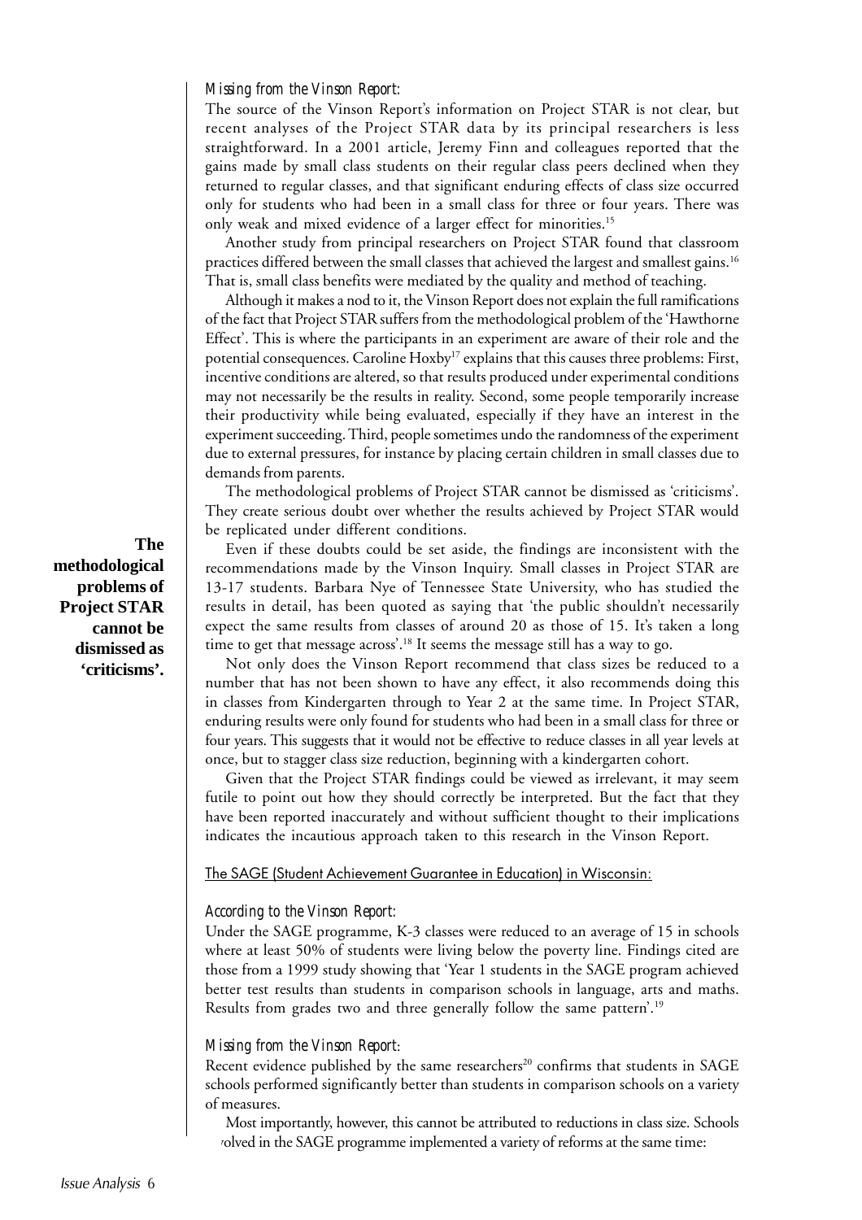*Missing from the Vinson Report:*

The source of the Vinson Report's information on Project STAR is not clear, but recent analyses of the Project STAR data by its principal researchers is less straightforward. In a 2001 article, Jeremy Finn and colleagues reported that the gains made by small class students on their regular class peers declined when they returned to regular classes, and that significant enduring effects of class size occurred only for students who had been in a small class for three or four years. There was only weak and mixed evidence of a larger effect for minorities.[15]

Another study from principal researchers on Project STAR found that classroom practices differed between the small classes that achieved the largest and smallest gains.[16] That is, small class benefits were mediated by the quality and method of teaching.

Although it makes a nod to it, the Vinson Report does not explain the full ramifications of the fact that Project STAR suffers from the methodological problem of the 'Hawthorne Effect'. This is where the participants in an experiment are aware of their role and the potential consequences. Caroline Hoxby[17] explains that this causes three problems: First, incentive conditions are altered, so that results produced under experimental conditions may not necessarily be the results in reality. Second, some people temporarily increase their productivity while being evaluated, especially if they have an interest in the experiment succeeding. Third, people sometimes undo the randomness of the experiment due to external pressures, for instance by placing certain children in small classes due to demands from parents.

The methodological problems of Project STAR cannot be dismissed as 'criticisms'. They create serious doubt over whether the results achieved by Project STAR would be replicated under different conditions.

**The methodological problems of Project STAR cannot be dismissed as 'criticisms'.**

Even if these doubts could be set aside, the findings are inconsistent with the recommendations made by the Vinson Inquiry. Small classes in Project STAR are 13-17 students. Barbara Nye of Tennessee State University, who has studied the results in detail, has been quoted as saying that 'the public shouldn't necessarily expect the same results from classes of around 20 as those of 15. It's taken a long time to get that message across'.[18] It seems the message still has a way to go.

Not only does the Vinson Report recommend that class sizes be reduced to a number that has not been shown to have any effect, it also recommends doing this in classes from Kindergarten through to Year 2 at the same time. In Project STAR, enduring results were only found for students who had been in a small class for three or four years. This suggests that it would not be effective to reduce classes in all year levels at once, but to stagger class size reduction, beginning with a kindergarten cohort.

Given that the Project STAR findings could be viewed as irrelevant, it may seem futile to point out how they should correctly be interpreted. But the fact that they have been reported inaccurately and without sufficient thought to their implications indicates the incautious approach taken to this research in the Vinson Report.

### The SAGE (Student Achievement Guarantee in Education) in Wisconsin:

*According to the Vinson Report:*

Under the SAGE programme, K-3 classes were reduced to an average of 15 in schools where at least 50% of students were living below the poverty line. Findings cited are those from a 1999 study showing that 'Year 1 students in the SAGE program achieved better test results than students in comparison schools in language, arts and maths. Results from grades two and three generally follow the same pattern'.[19]

*Missing from the Vinson Report:*

Recent evidence published by the same researchers[20] confirms that students in SAGE schools performed significantly better than students in comparison schools on a variety of measures.

Most importantly, however, this cannot be attributed to reductions in class size. Schools involved in the SAGE programme implemented a variety of reforms at the same time: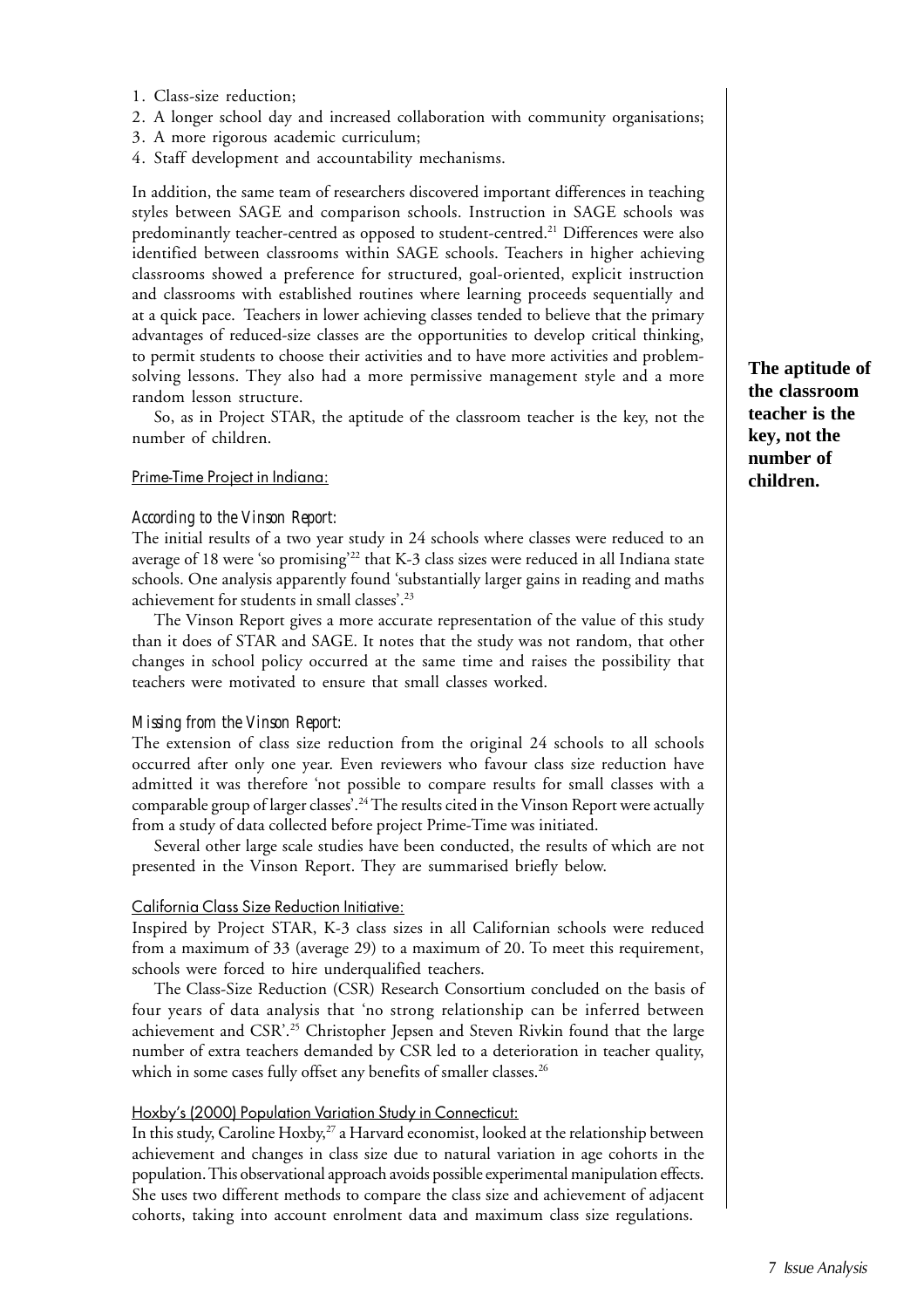1. Class-size reduction;
2. A longer school day and increased collaboration with community organisations;
3. A more rigorous academic curriculum;
4. Staff development and accountability mechanisms.

In addition, the same team of researchers discovered important differences in teaching styles between SAGE and comparison schools. Instruction in SAGE schools was predominantly teacher-centred as opposed to student-centred.[21] Differences were also identified between classrooms within SAGE schools. Teachers in higher achieving classrooms showed a preference for structured, goal-oriented, explicit instruction and classrooms with established routines where learning proceeds sequentially and at a quick pace. Teachers in lower achieving classes tended to believe that the primary advantages of reduced-size classes are the opportunities to develop critical thinking, to permit students to choose their activities and to have more activities and problem-solving lessons. They also had a more permissive management style and a more random lesson structure.

So, as in Project STAR, the aptitude of the classroom teacher is the key, not the number of children.

**The aptitude of the classroom teacher is the key, not the number of children.**

### Prime-Time Project in Indiana:

*According to the Vinson Report:*

The initial results of a two year study in 24 schools where classes were reduced to an average of 18 were 'so promising'[22] that K-3 class sizes were reduced in all Indiana state schools. One analysis apparently found 'substantially larger gains in reading and maths achievement for students in small classes'.[23]

The Vinson Report gives a more accurate representation of the value of this study than it does of STAR and SAGE. It notes that the study was not random, that other changes in school policy occurred at the same time and raises the possibility that teachers were motivated to ensure that small classes worked.

*Missing from the Vinson Report:*

The extension of class size reduction from the original 24 schools to all schools occurred after only one year. Even reviewers who favour class size reduction have admitted it was therefore 'not possible to compare results for small classes with a comparable group of larger classes'.[24] The results cited in the Vinson Report were actually from a study of data collected before project Prime-Time was initiated.

Several other large scale studies have been conducted, the results of which are not presented in the Vinson Report. They are summarised briefly below.

### California Class Size Reduction Initiative:

Inspired by Project STAR, K-3 class sizes in all Californian schools were reduced from a maximum of 33 (average 29) to a maximum of 20. To meet this requirement, schools were forced to hire underqualified teachers.

The Class-Size Reduction (CSR) Research Consortium concluded on the basis of four years of data analysis that 'no strong relationship can be inferred between achievement and CSR'.[25] Christopher Jepsen and Steven Rivkin found that the large number of extra teachers demanded by CSR led to a deterioration in teacher quality, which in some cases fully offset any benefits of smaller classes.[26]

### Hoxby's (2000) Population Variation Study in Connecticut:

In this study, Caroline Hoxby,[27] a Harvard economist, looked at the relationship between achievement and changes in class size due to natural variation in age cohorts in the population. This observational approach avoids possible experimental manipulation effects. She uses two different methods to compare the class size and achievement of adjacent cohorts, taking into account enrolment data and maximum class size regulations.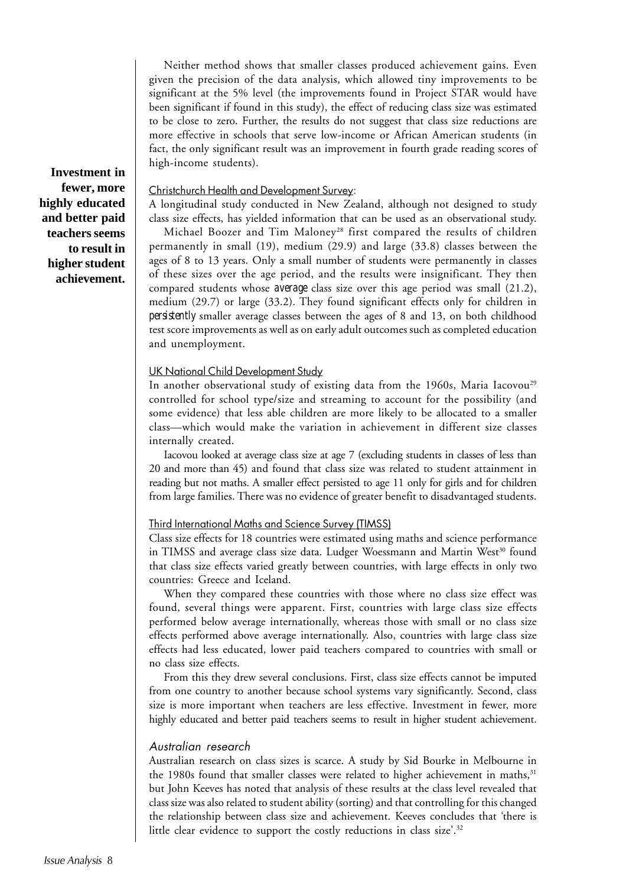Neither method shows that smaller classes produced achievement gains. Even given the precision of the data analysis, which allowed tiny improvements to be significant at the 5% level (the improvements found in Project STAR would have been significant if found in this study), the effect of reducing class size was estimated to be close to zero. Further, the results do not suggest that class size reductions are more effective in schools that serve low-income or African American students (in fact, the only significant result was an improvement in fourth grade reading scores of high-income students).

**Investment in fewer, more highly educated and better paid teachers seems to result in higher student achievement.**

Christchurch Health and Development Survey:

A longitudinal study conducted in New Zealand, although not designed to study class size effects, has yielded information that can be used as an observational study.

Michael Boozer and Tim Maloney[28] first compared the results of children permanently in small (19), medium (29.9) and large (33.8) classes between the ages of 8 to 13 years. Only a small number of students were permanently in classes of these sizes over the age period, and the results were insignificant. They then compared students whose *average* class size over this age period was small (21.2), medium (29.7) or large (33.2). They found significant effects only for children in *persistently* smaller average classes between the ages of 8 and 13, on both childhood test score improvements as well as on early adult outcomes such as completed education and unemployment.

UK National Child Development Study

In another observational study of existing data from the 1960s, Maria Iacovou[29] controlled for school type/size and streaming to account for the possibility (and some evidence) that less able children are more likely to be allocated to a smaller class—which would make the variation in achievement in different size classes internally created.

Iacovou looked at average class size at age 7 (excluding students in classes of less than 20 and more than 45) and found that class size was related to student attainment in reading but not maths. A smaller effect persisted to age 11 only for girls and for children from large families. There was no evidence of greater benefit to disadvantaged students.

Third International Maths and Science Survey (TIMSS)

Class size effects for 18 countries were estimated using maths and science performance in TIMSS and average class size data. Ludger Woessmann and Martin West[30] found that class size effects varied greatly between countries, with large effects in only two countries: Greece and Iceland.

When they compared these countries with those where no class size effect was found, several things were apparent. First, countries with large class size effects performed below average internationally, whereas those with small or no class size effects performed above average internationally. Also, countries with large class size effects had less educated, lower paid teachers compared to countries with small or no class size effects.

From this they drew several conclusions. First, class size effects cannot be imputed from one country to another because school systems vary significantly. Second, class size is more important when teachers are less effective. Investment in fewer, more highly educated and better paid teachers seems to result in higher student achievement.

### *Australian research*

Australian research on class sizes is scarce. A study by Sid Bourke in Melbourne in the 1980s found that smaller classes were related to higher achievement in maths,[31] but John Keeves has noted that analysis of these results at the class level revealed that class size was also related to student ability (sorting) and that controlling for this changed the relationship between class size and achievement. Keeves concludes that 'there is little clear evidence to support the costly reductions in class size'.[32]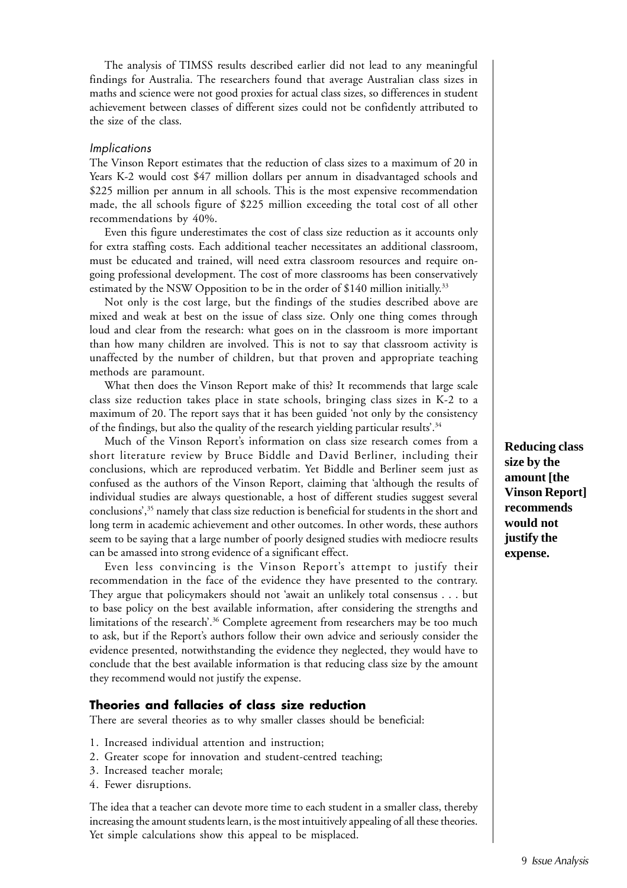The analysis of TIMSS results described earlier did not lead to any meaningful findings for Australia. The researchers found that average Australian class sizes in maths and science were not good proxies for actual class sizes, so differences in student achievement between classes of different sizes could not be confidently attributed to the size of the class.

### *Implications*

The Vinson Report estimates that the reduction of class sizes to a maximum of 20 in Years K-2 would cost $47 million dollars per annum in disadvantaged schools and $225 million per annum in all schools. This is the most expensive recommendation made, the all schools figure of $225 million exceeding the total cost of all other recommendations by 40%.

Even this figure underestimates the cost of class size reduction as it accounts only for extra staffing costs. Each additional teacher necessitates an additional classroom, must be educated and trained, will need extra classroom resources and require on-going professional development. The cost of more classrooms has been conservatively estimated by the NSW Opposition to be in the order of $140 million initially.[33]

Not only is the cost large, but the findings of the studies described above are mixed and weak at best on the issue of class size. Only one thing comes through loud and clear from the research: what goes on in the classroom is more important than how many children are involved. This is not to say that classroom activity is unaffected by the number of children, but that proven and appropriate teaching methods are paramount.

What then does the Vinson Report make of this? It recommends that large scale class size reduction takes place in state schools, bringing class sizes in K-2 to a maximum of 20. The report says that it has been guided 'not only by the consistency of the findings, but also the quality of the research yielding particular results'.[34]

Much of the Vinson Report's information on class size research comes from a short literature review by Bruce Biddle and David Berliner, including their conclusions, which are reproduced verbatim. Yet Biddle and Berliner seem just as confused as the authors of the Vinson Report, claiming that 'although the results of individual studies are always questionable, a host of different studies suggest several conclusions',[35] namely that class size reduction is beneficial for students in the short and long term in academic achievement and other outcomes. In other words, these authors seem to be saying that a large number of poorly designed studies with mediocre results can be amassed into strong evidence of a significant effect.

**Reducing class size by the amount [the Vinson Report] recommends would not justify the expense.**

Even less convincing is the Vinson Report's attempt to justify their recommendation in the face of the evidence they have presented to the contrary. They argue that policymakers should not 'await an unlikely total consensus . . . but to base policy on the best available information, after considering the strengths and limitations of the research'.[36] Complete agreement from researchers may be too much to ask, but if the Report's authors follow their own advice and seriously consider the evidence presented, notwithstanding the evidence they neglected, they would have to conclude that the best available information is that reducing class size by the amount they recommend would not justify the expense.

## Theories and fallacies of class size reduction

There are several theories as to why smaller classes should be beneficial:

1. Increased individual attention and instruction;
2. Greater scope for innovation and student-centred teaching;
3. Increased teacher morale;
4. Fewer disruptions.

The idea that a teacher can devote more time to each student in a smaller class, thereby increasing the amount students learn, is the most intuitively appealing of all these theories. Yet simple calculations show this appeal to be misplaced.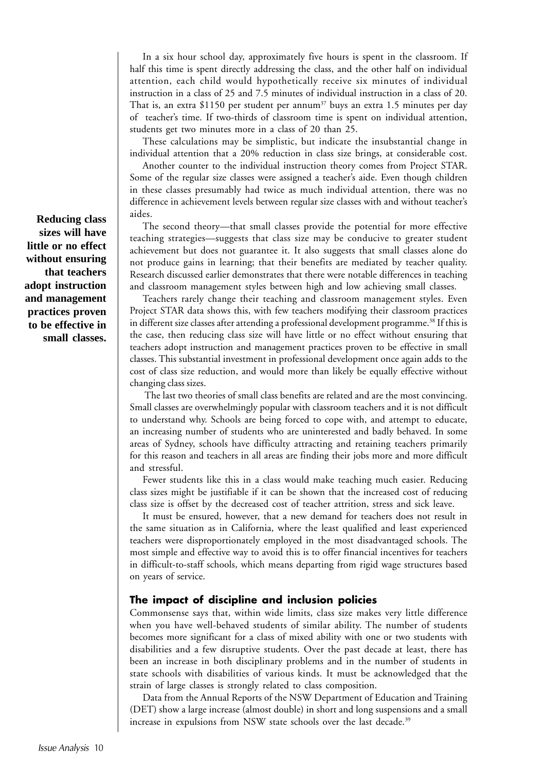In a six hour school day, approximately five hours is spent in the classroom. If half this time is spent directly addressing the class, and the other half on individual attention, each child would hypothetically receive six minutes of individual instruction in a class of 25 and 7.5 minutes of individual instruction in a class of 20. That is, an extra $1150 per student per annum[37] buys an extra 1.5 minutes per day of teacher's time. If two-thirds of classroom time is spent on individual attention, students get two minutes more in a class of 20 than 25.

These calculations may be simplistic, but indicate the insubstantial change in individual attention that a 20% reduction in class size brings, at considerable cost.

Another counter to the individual instruction theory comes from Project STAR. Some of the regular size classes were assigned a teacher's aide. Even though children in these classes presumably had twice as much individual attention, there was no difference in achievement levels between regular size classes with and without teacher's aides.

**Reducing class sizes will have little or no effect without ensuring that teachers adopt instruction and management practices proven to be effective in small classes.**

The second theory—that small classes provide the potential for more effective teaching strategies—suggests that class size may be conducive to greater student achievement but does not guarantee it. It also suggests that small classes alone do not produce gains in learning; that their benefits are mediated by teacher quality. Research discussed earlier demonstrates that there were notable differences in teaching and classroom management styles between high and low achieving small classes.

Teachers rarely change their teaching and classroom management styles. Even Project STAR data shows this, with few teachers modifying their classroom practices in different size classes after attending a professional development programme.[38] If this is the case, then reducing class size will have little or no effect without ensuring that teachers adopt instruction and management practices proven to be effective in small classes. This substantial investment in professional development once again adds to the cost of class size reduction, and would more than likely be equally effective without changing class sizes.

The last two theories of small class benefits are related and are the most convincing. Small classes are overwhelmingly popular with classroom teachers and it is not difficult to understand why. Schools are being forced to cope with, and attempt to educate, an increasing number of students who are uninterested and badly behaved. In some areas of Sydney, schools have difficulty attracting and retaining teachers primarily for this reason and teachers in all areas are finding their jobs more and more difficult and stressful.

Fewer students like this in a class would make teaching much easier. Reducing class sizes might be justifiable if it can be shown that the increased cost of reducing class size is offset by the decreased cost of teacher attrition, stress and sick leave.

It must be ensured, however, that a new demand for teachers does not result in the same situation as in California, where the least qualified and least experienced teachers were disproportionately employed in the most disadvantaged schools. The most simple and effective way to avoid this is to offer financial incentives for teachers in difficult-to-staff schools, which means departing from rigid wage structures based on years of service.

## The impact of discipline and inclusion policies

Commonsense says that, within wide limits, class size makes very little difference when you have well-behaved students of similar ability. The number of students becomes more significant for a class of mixed ability with one or two students with disabilities and a few disruptive students. Over the past decade at least, there has been an increase in both disciplinary problems and in the number of students in state schools with disabilities of various kinds. It must be acknowledged that the strain of large classes is strongly related to class composition.

Data from the Annual Reports of the NSW Department of Education and Training (DET) show a large increase (almost double) in short and long suspensions and a small increase in expulsions from NSW state schools over the last decade.[39]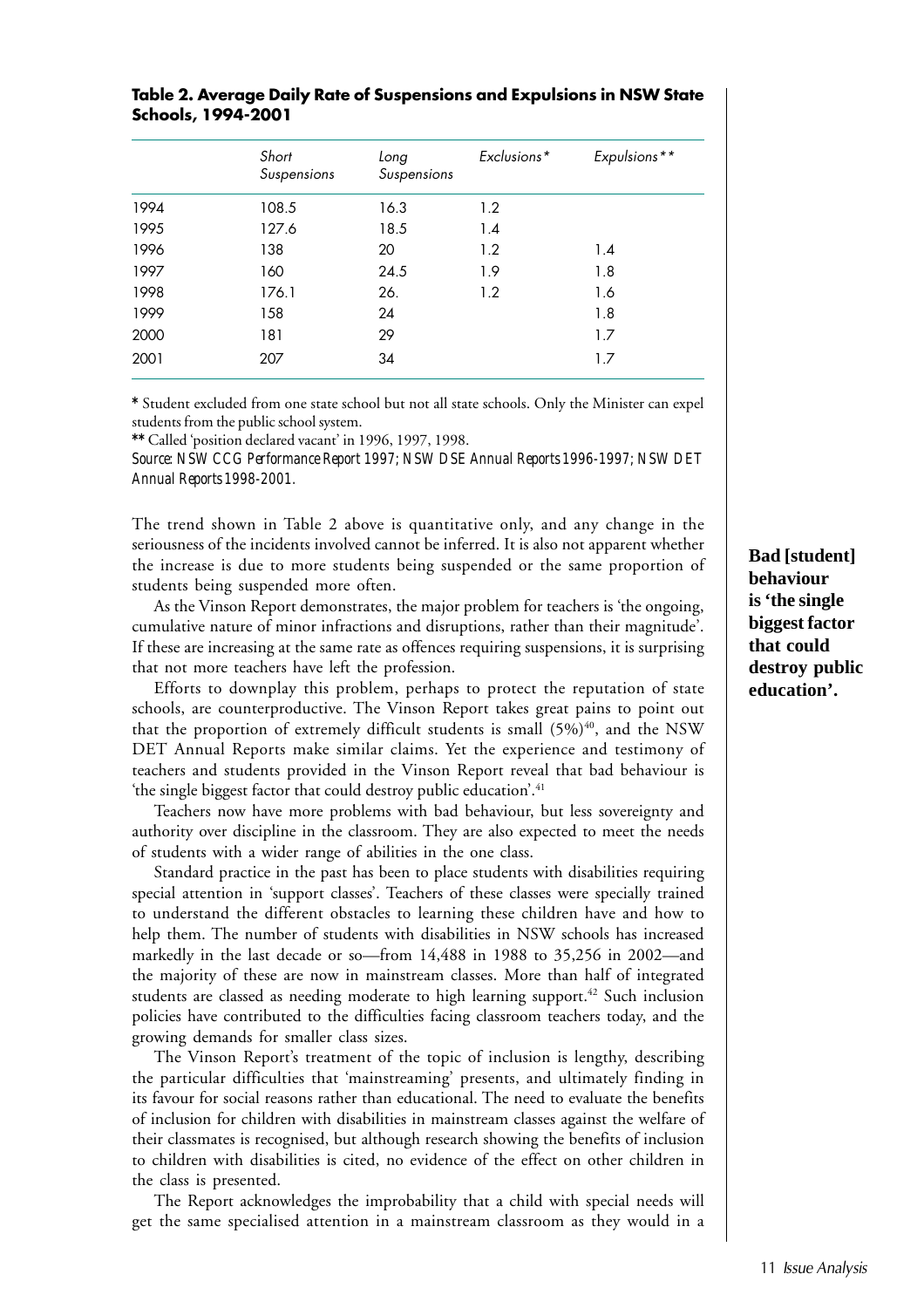**Table 2. Average Daily Rate of Suspensions and Expulsions in NSW State Schools, 1994-2001**

| | *Short Suspensions* | *Long Suspensions* | *Exclusions\** | *Expulsions\*\** |
|---|---|---|---|---|
| 1994 | 108.5 | 16.3 | 1.2 | |
| 1995 | 127.6 | 18.5 | 1.4 | |
| 1996 | 138 | 20 | 1.2 | 1.4 |
| 1997 | 160 | 24.5 | 1.9 | 1.8 |
| 1998 | 176.1 | 26. | 1.2 | 1.6 |
| 1999 | 158 | 24 | | 1.8 |
| 2000 | 181 | 29 | | 1.7 |
| 2001 | 207 | 34 | | 1.7 |

**\*** Student excluded from one state school but not all state schools. Only the Minister can expel students from the public school system.

**\*\*** Called 'position declared vacant' in 1996, 1997, 1998.

*Source: NSW CCG Performance Report 1997; NSW DSE Annual Reports 1996-1997; NSW DET Annual Reports 1998-2001.*

The trend shown in Table 2 above is quantitative only, and any change in the seriousness of the incidents involved cannot be inferred. It is also not apparent whether the increase is due to more students being suspended or the same proportion of students being suspended more often.

As the Vinson Report demonstrates, the major problem for teachers is 'the ongoing, cumulative nature of minor infractions and disruptions, rather than their magnitude'. If these are increasing at the same rate as offences requiring suspensions, it is surprising that not more teachers have left the profession.

**Bad [student] behaviour is 'the single biggest factor that could destroy public education'.**

Efforts to downplay this problem, perhaps to protect the reputation of state schools, are counterproductive. The Vinson Report takes great pains to point out that the proportion of extremely difficult students is small (5%)[40], and the NSW DET Annual Reports make similar claims. Yet the experience and testimony of teachers and students provided in the Vinson Report reveal that bad behaviour is 'the single biggest factor that could destroy public education'.[41]

Teachers now have more problems with bad behaviour, but less sovereignty and authority over discipline in the classroom. They are also expected to meet the needs of students with a wider range of abilities in the one class.

Standard practice in the past has been to place students with disabilities requiring special attention in 'support classes'. Teachers of these classes were specially trained to understand the different obstacles to learning these children have and how to help them. The number of students with disabilities in NSW schools has increased markedly in the last decade or so—from 14,488 in 1988 to 35,256 in 2002—and the majority of these are now in mainstream classes. More than half of integrated students are classed as needing moderate to high learning support.[42] Such inclusion policies have contributed to the difficulties facing classroom teachers today, and the growing demands for smaller class sizes.

The Vinson Report's treatment of the topic of inclusion is lengthy, describing the particular difficulties that 'mainstreaming' presents, and ultimately finding in its favour for social reasons rather than educational. The need to evaluate the benefits of inclusion for children with disabilities in mainstream classes against the welfare of their classmates is recognised, but although research showing the benefits of inclusion to children with disabilities is cited, no evidence of the effect on other children in the class is presented.

The Report acknowledges the improbability that a child with special needs will get the same specialised attention in a mainstream classroom as they would in a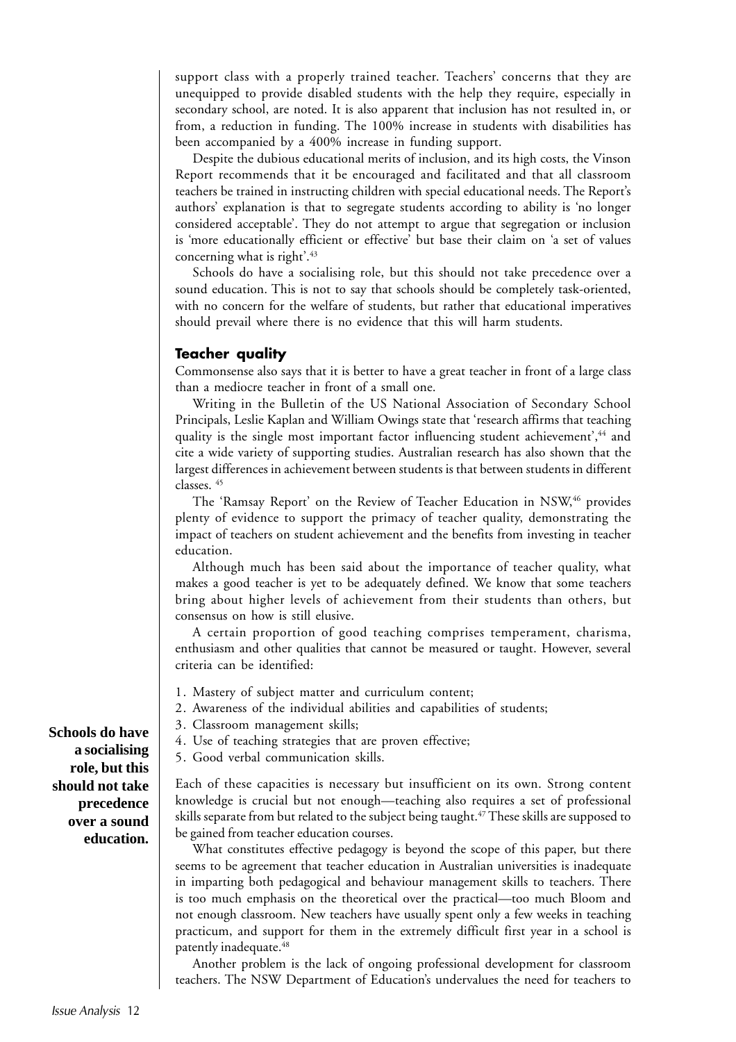support class with a properly trained teacher. Teachers' concerns that they are unequipped to provide disabled students with the help they require, especially in secondary school, are noted. It is also apparent that inclusion has not resulted in, or from, a reduction in funding. The 100% increase in students with disabilities has been accompanied by a 400% increase in funding support.

Despite the dubious educational merits of inclusion, and its high costs, the Vinson Report recommends that it be encouraged and facilitated and that all classroom teachers be trained in instructing children with special educational needs. The Report's authors' explanation is that to segregate students according to ability is 'no longer considered acceptable'. They do not attempt to argue that segregation or inclusion is 'more educationally efficient or effective' but base their claim on 'a set of values concerning what is right'.[43]

Schools do have a socialising role, but this should not take precedence over a sound education. This is not to say that schools should be completely task-oriented, with no concern for the welfare of students, but rather that educational imperatives should prevail where there is no evidence that this will harm students.

### Teacher quality

Commonsense also says that it is better to have a great teacher in front of a large class than a mediocre teacher in front of a small one.

Writing in the Bulletin of the US National Association of Secondary School Principals, Leslie Kaplan and William Owings state that 'research affirms that teaching quality is the single most important factor influencing student achievement',[44] and cite a wide variety of supporting studies. Australian research has also shown that the largest differences in achievement between students is that between students in different classes. [45]

The 'Ramsay Report' on the Review of Teacher Education in NSW,[46] provides plenty of evidence to support the primacy of teacher quality, demonstrating the impact of teachers on student achievement and the benefits from investing in teacher education.

Although much has been said about the importance of teacher quality, what makes a good teacher is yet to be adequately defined. We know that some teachers bring about higher levels of achievement from their students than others, but consensus on how is still elusive.

A certain proportion of good teaching comprises temperament, charisma, enthusiasm and other qualities that cannot be measured or taught. However, several criteria can be identified:

1. Mastery of subject matter and curriculum content;
2. Awareness of the individual abilities and capabilities of students;
3. Classroom management skills;
4. Use of teaching strategies that are proven effective;
5. Good verbal communication skills.

**Schools do have a socialising role, but this should not take precedence over a sound education.**

Each of these capacities is necessary but insufficient on its own. Strong content knowledge is crucial but not enough—teaching also requires a set of professional skills separate from but related to the subject being taught.[47] These skills are supposed to be gained from teacher education courses.

What constitutes effective pedagogy is beyond the scope of this paper, but there seems to be agreement that teacher education in Australian universities is inadequate in imparting both pedagogical and behaviour management skills to teachers. There is too much emphasis on the theoretical over the practical—too much Bloom and not enough classroom. New teachers have usually spent only a few weeks in teaching practicum, and support for them in the extremely difficult first year in a school is patently inadequate.[48]

Another problem is the lack of ongoing professional development for classroom teachers. The NSW Department of Education's undervalues the need for teachers to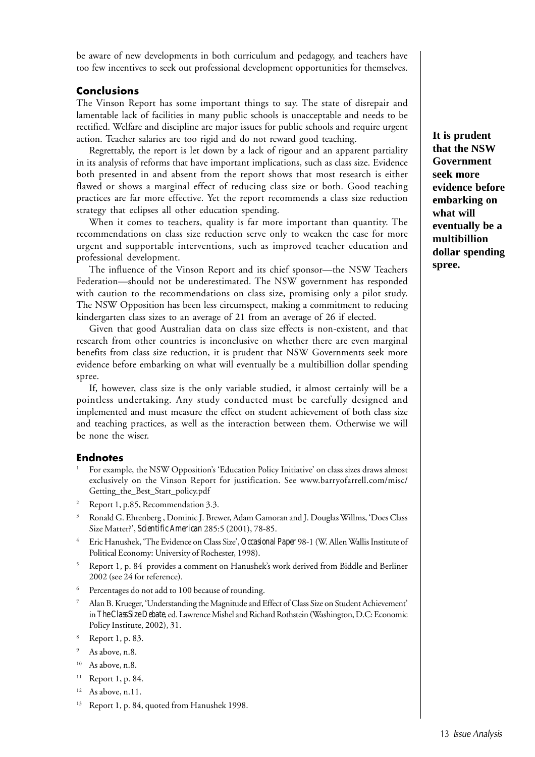be aware of new developments in both curriculum and pedagogy, and teachers have too few incentives to seek out professional development opportunities for themselves.

## Conclusions

The Vinson Report has some important things to say. The state of disrepair and lamentable lack of facilities in many public schools is unacceptable and needs to be rectified. Welfare and discipline are major issues for public schools and require urgent action. Teacher salaries are too rigid and do not reward good teaching.

Regrettably, the report is let down by a lack of rigour and an apparent partiality in its analysis of reforms that have important implications, such as class size. Evidence both presented in and absent from the report shows that most research is either flawed or shows a marginal effect of reducing class size or both. Good teaching practices are far more effective. Yet the report recommends a class size reduction strategy that eclipses all other education spending.

When it comes to teachers, quality is far more important than quantity. The recommendations on class size reduction serve only to weaken the case for more urgent and supportable interventions, such as improved teacher education and professional development.

The influence of the Vinson Report and its chief sponsor—the NSW Teachers Federation—should not be underestimated. The NSW government has responded with caution to the recommendations on class size, promising only a pilot study. The NSW Opposition has been less circumspect, making a commitment to reducing kindergarten class sizes to an average of 21 from an average of 26 if elected.

Given that good Australian data on class size effects is non-existent, and that research from other countries is inconclusive on whether there are even marginal benefits from class size reduction, it is prudent that NSW Governments seek more evidence before embarking on what will eventually be a multibillion dollar spending spree.

**It is prudent that the NSW Government seek more evidence before embarking on what will eventually be a multibillion dollar spending spree.**

If, however, class size is the only variable studied, it almost certainly will be a pointless undertaking. Any study conducted must be carefully designed and implemented and must measure the effect on student achievement of both class size and teaching practices, as well as the interaction between them. Otherwise we will be none the wiser.

## Endnotes

1. For example, the NSW Opposition's 'Education Policy Initiative' on class sizes draws almost exclusively on the Vinson Report for justification. See www.barryofarrell.com/misc/Getting_the_Best_Start_policy.pdf
2. Report 1, p.85, Recommendation 3.3.
3. Ronald G. Ehrenberg , Dominic J. Brewer, Adam Gamoran and J. Douglas Willms, 'Does Class Size Matter?', *Scientific American* 285:5 (2001), 78-85.
4. Eric Hanushek, 'The Evidence on Class Size', *Occasional Paper* 98-1 (W. Allen Wallis Institute of Political Economy: University of Rochester, 1998).
5. Report 1, p. 84 provides a comment on Hanushek's work derived from Biddle and Berliner 2002 (see 24 for reference).
6. Percentages do not add to 100 because of rounding.
7. Alan B. Krueger, 'Understanding the Magnitude and Effect of Class Size on Student Achievement' in *The Class Size Debate*, ed. Lawrence Mishel and Richard Rothstein (Washington, D.C: Economic Policy Institute, 2002), 31.
8. Report 1, p. 83.
9. As above, n.8.
10. As above, n.8.
11. Report 1, p. 84.
12. As above, n.11.
13. Report 1, p. 84, quoted from Hanushek 1998.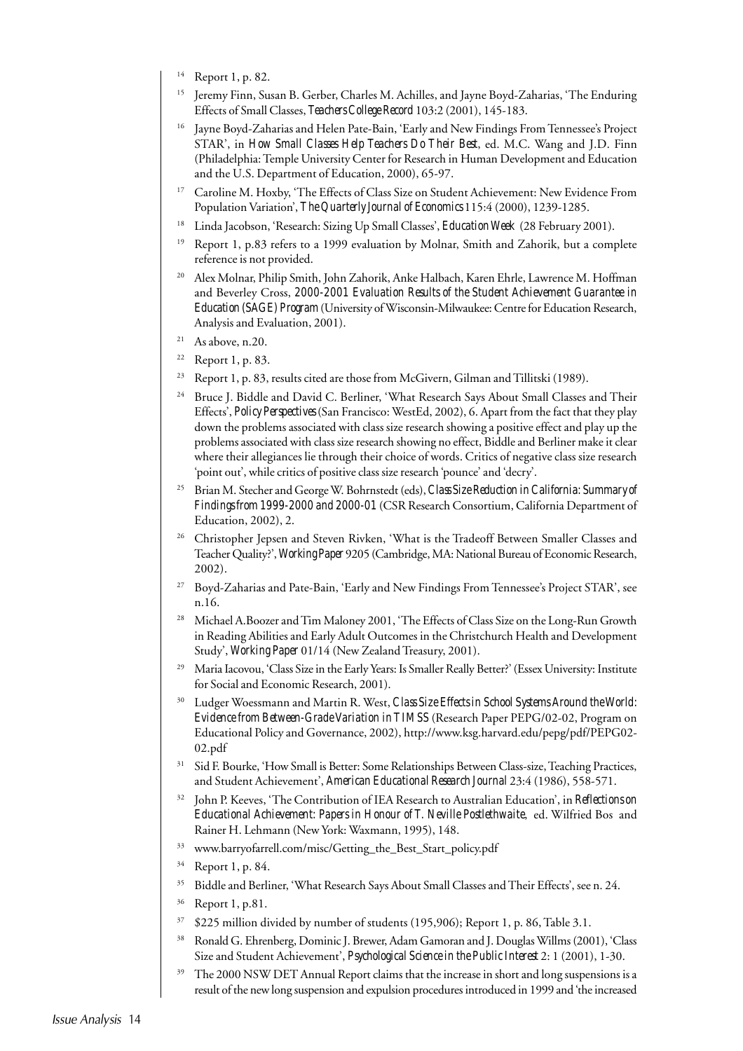14 Report 1, p. 82.

15 Jeremy Finn, Susan B. Gerber, Charles M. Achilles, and Jayne Boyd-Zaharias, 'The Enduring Effects of Small Classes, *Teachers College Record* 103:2 (2001), 145-183.

16 Jayne Boyd-Zaharias and Helen Pate-Bain, 'Early and New Findings From Tennessee's Project STAR', in *How Small Classes Help Teachers Do Their Best*, ed. M.C. Wang and J.D. Finn (Philadelphia: Temple University Center for Research in Human Development and Education and the U.S. Department of Education, 2000), 65-97.

17 Caroline M. Hoxby, 'The Effects of Class Size on Student Achievement: New Evidence From Population Variation', *The Quarterly Journal of Economics* 115:4 (2000), 1239-1285.

18 Linda Jacobson, 'Research: Sizing Up Small Classes', *Education Week* (28 February 2001).

19 Report 1, p.83 refers to a 1999 evaluation by Molnar, Smith and Zahorik, but a complete reference is not provided.

20 Alex Molnar, Philip Smith, John Zahorik, Anke Halbach, Karen Ehrle, Lawrence M. Hoffman and Beverley Cross, *2000-2001 Evaluation Results of the Student Achievement Guarantee in Education (SAGE) Program* (University of Wisconsin-Milwaukee: Centre for Education Research, Analysis and Evaluation, 2001).

21 As above, n.20.

22 Report 1, p. 83.

23 Report 1, p. 83, results cited are those from McGivern, Gilman and Tillitski (1989).

24 Bruce J. Biddle and David C. Berliner, 'What Research Says About Small Classes and Their Effects', *Policy Perspectives* (San Francisco: WestEd, 2002), 6. Apart from the fact that they play down the problems associated with class size research showing a positive effect and play up the problems associated with class size research showing no effect, Biddle and Berliner make it clear where their allegiances lie through their choice of words. Critics of negative class size research 'point out', while critics of positive class size research 'pounce' and 'decry'.

25 Brian M. Stecher and George W. Bohrnstedt (eds), *Class Size Reduction in California: Summary of Findings from 1999-2000 and 2000-01* (CSR Research Consortium, California Department of Education, 2002), 2.

26 Christopher Jepsen and Steven Rivken, 'What is the Tradeoff Between Smaller Classes and Teacher Quality?', *Working Paper* 9205 (Cambridge, MA: National Bureau of Economic Research, 2002).

27 Boyd-Zaharias and Pate-Bain, 'Early and New Findings From Tennessee's Project STAR', see n.16.

28 Michael A.Boozer and Tim Maloney 2001, 'The Effects of Class Size on the Long-Run Growth in Reading Abilities and Early Adult Outcomes in the Christchurch Health and Development Study', *Working Paper* 01/14 (New Zealand Treasury, 2001).

29 Maria Iacovou, 'Class Size in the Early Years: Is Smaller Really Better?' (Essex University: Institute for Social and Economic Research, 2001).

30 Ludger Woessmann and Martin R. West, *Class Size Effects in School Systems Around the World: Evidence from Between-Grade Variation in TIMSS* (Research Paper PEPG/02-02, Program on Educational Policy and Governance, 2002), http://www.ksg.harvard.edu/pepg/pdf/PEPG02-02.pdf

31 Sid F. Bourke, 'How Small is Better: Some Relationships Between Class-size, Teaching Practices, and Student Achievement', *American Educational Research Journal* 23:4 (1986), 558-571.

32 John P. Keeves, 'The Contribution of IEA Research to Australian Education', in *Reflections on Educational Achievement: Papers in Honour of T. Neville Postlethwaite*, ed. Wilfried Bos and Rainer H. Lehmann (New York: Waxmann, 1995), 148.

33 www.barryofarrell.com/misc/Getting_the_Best_Start_policy.pdf

34 Report 1, p. 84.

35 Biddle and Berliner, 'What Research Says About Small Classes and Their Effects', see n. 24.

36 Report 1, p.81.

37 $225 million divided by number of students (195,906); Report 1, p. 86, Table 3.1.

38 Ronald G. Ehrenberg, Dominic J. Brewer, Adam Gamoran and J. Douglas Willms (2001), 'Class Size and Student Achievement', *Psychological Science in the Public Interest* 2: 1 (2001), 1-30.

39 The 2000 NSW DET Annual Report claims that the increase in short and long suspensions is a result of the new long suspension and expulsion procedures introduced in 1999 and 'the increased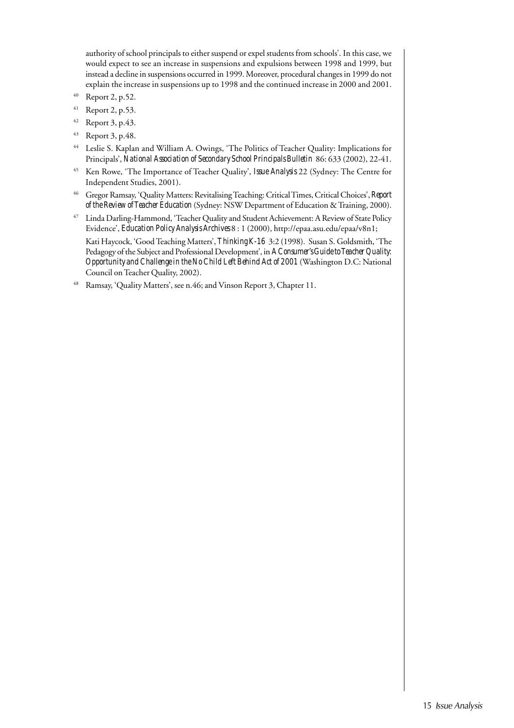authority of school principals to either suspend or expel students from schools'. In this case, we would expect to see an increase in suspensions and expulsions between 1998 and 1999, but instead a decline in suspensions occurred in 1999. Moreover, procedural changes in 1999 do not explain the increase in suspensions up to 1998 and the continued increase in 2000 and 2001.

[40] Report 2, p.52.

[41] Report 2, p.53.

[42] Report 3, p.43.

[43] Report 3, p.48.

[44] Leslie S. Kaplan and William A. Owings, 'The Politics of Teacher Quality: Implications for Principals', *National Association of Secondary School Principals Bulletin* 86: 633 (2002), 22-41.

[45] Ken Rowe, 'The Importance of Teacher Quality', *Issue Analysis* 22 (Sydney: The Centre for Independent Studies, 2001).

[46] Gregor Ramsay, 'Quality Matters: Revitalising Teaching: Critical Times, Critical Choices', *Report of the Review of Teacher Education* (Sydney: NSW Department of Education & Training, 2000).

[47] Linda Darling-Hammond, 'Teacher Quality and Student Achievement: A Review of State Policy Evidence', *Education Policy Analysis Archives* 8 : 1 (2000), http://epaa.asu.edu/epaa/v8n1;

Kati Haycock, 'Good Teaching Matters', *Thinking K-16* 3:2 (1998). Susan S. Goldsmith, 'The Pedagogy of the Subject and Professional Development', in *A Consumer's Guide to Teacher Quality: Opportunity and Challenge in the No Child Left Behind Act of 2001* (Washington D.C: National Council on Teacher Quality, 2002).

[48] Ramsay, 'Quality Matters', see n.46; and Vinson Report 3, Chapter 11.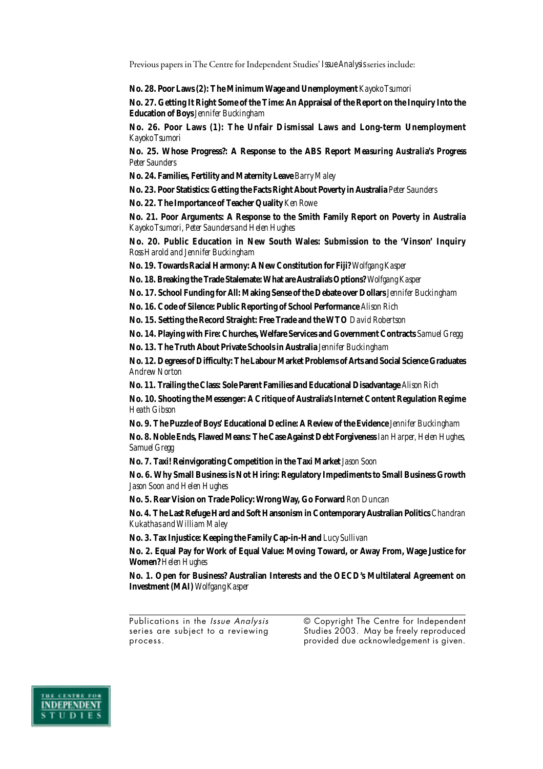Previous papers in The Centre for Independent Studies' *Issue Analysis* series include:

**No. 28. Poor Laws (2): The Minimum Wage and Unemployment** *Kayoko Tsumori*

**No. 27. Getting It Right Some of the Time: An Appraisal of the Report on the Inquiry Into the Education of Boys** *Jennifer Buckingham*

**No. 26. Poor Laws (1): The Unfair Dismissal Laws and Long-term Unemployment** *Kayoko Tsumori*

**No. 25. Whose Progress?: A Response to the ABS Report *Measuring Australia's Progress*** *Peter Saunders*

**No. 24. Families, Fertility and Maternity Leave** *Barry Maley*

**No. 23. Poor Statistics: Getting the Facts Right About Poverty in Australia** *Peter Saunders*

**No. 22. The Importance of Teacher Quality** *Ken Rowe*

**No. 21. Poor Arguments: A Response to the Smith Family Report on Poverty in Australia** *Kayoko Tsumori, Peter Saunders and Helen Hughes*

**No. 20. Public Education in New South Wales: Submission to the 'Vinson' Inquiry** *Ross Harold and Jennifer Buckingham*

**No. 19. Towards Racial Harmony: A New Constitution for Fiji?** *Wolfgang Kasper*

**No. 18. Breaking the Trade Stalemate: What are Australia's Options?** *Wolfgang Kasper*

**No. 17. School Funding for All: Making Sense of the Debate over Dollars** *Jennifer Buckingham*

**No. 16. Code of Silence: Public Reporting of School Performance** *Alison Rich*

**No. 15. Setting the Record Straight: Free Trade and the WTO** *David Robertson*

**No. 14. Playing with Fire: Churches, Welfare Services and Government Contracts** *Samuel Gregg*

**No. 13. The Truth About Private Schools in Australia** *Jennifer Buckingham*

**No. 12. Degrees of Difficulty: The Labour Market Problems of Arts and Social Science Graduates** *Andrew Norton*

**No. 11. Trailing the Class: Sole Parent Families and Educational Disadvantage** *Alison Rich*

**No. 10. Shooting the Messenger: A Critique of Australia's Internet Content Regulation Regime** *Heath Gibson*

**No. 9. The Puzzle of Boys' Educational Decline: A Review of the Evidence** *Jennifer Buckingham*

**No. 8. Noble Ends, Flawed Means: The Case Against Debt Forgiveness** *Ian Harper, Helen Hughes, Samuel Gregg*

**No. 7. Taxi! Reinvigorating Competition in the Taxi Market** *Jason Soon*

**No. 6. Why Small Business is Not Hiring: Regulatory Impediments to Small Business Growth** *Jason Soon and Helen Hughes*

**No. 5. Rear Vision on Trade Policy: Wrong Way, Go Forward** *Ron Duncan*

**No. 4. The Last Refuge Hard and Soft Hansonism in Contemporary Australian Politics** *Chandran Kukathas and William Maley*

**No. 3. Tax Injustice: Keeping the Family Cap-in-Hand** *Lucy Sullivan*

**No. 2. Equal Pay for Work of Equal Value: Moving Toward, or Away From, Wage Justice for Women?** *Helen Hughes*

**No. 1. Open for Business? Australian Interests and the OECD's Multilateral Agreement on Investment (MAI)** *Wolfgang Kasper*

---

Publications in the *Issue Analysis* series are subject to a reviewing process.

© Copyright The Centre for Independent Studies 2003. May be freely reproduced provided due acknowledgement is given.

THE CENTRE FOR INDEPENDENT STUDIES